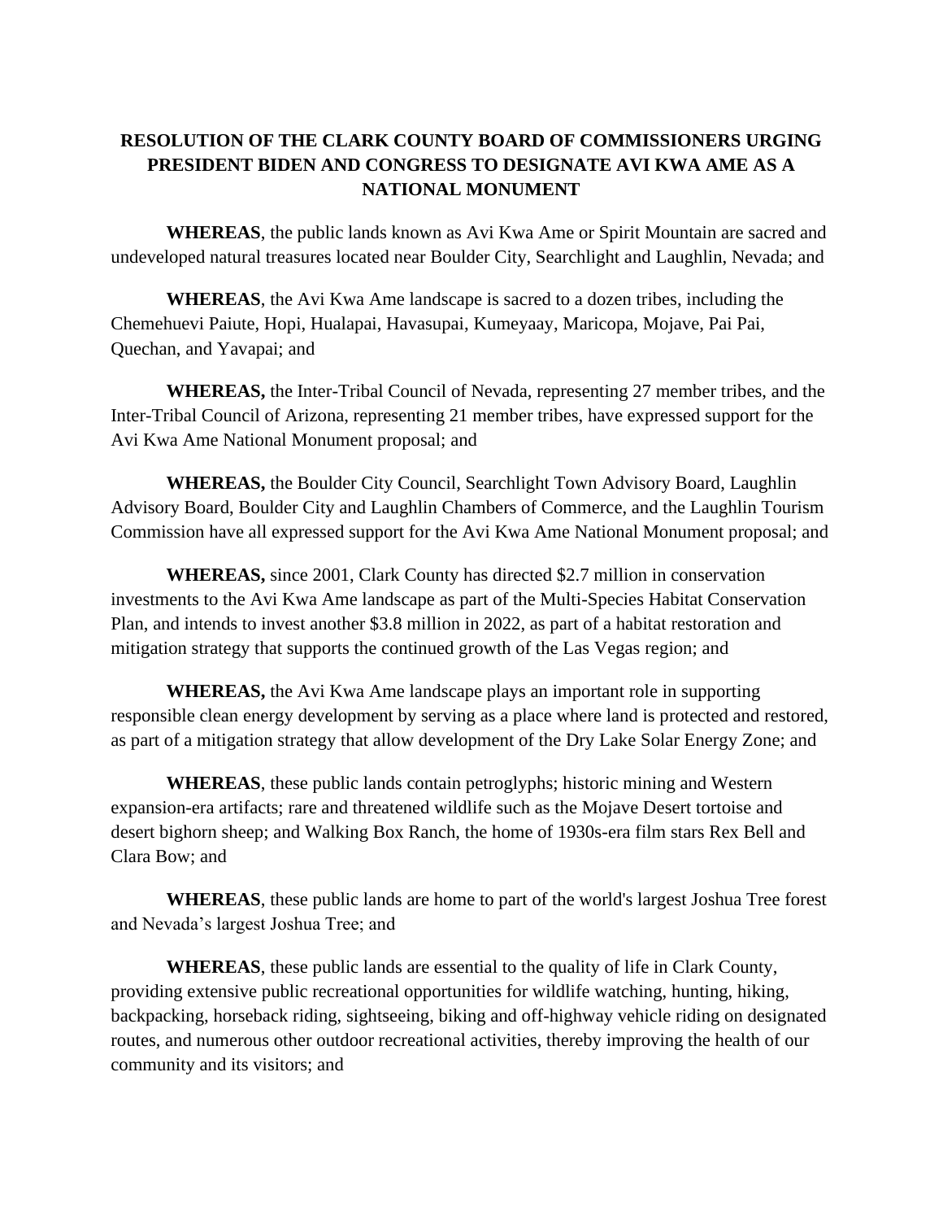# RESOLUTION OF THE CLARK COUNTY BOARD OF COMMISSIONERS URGING PRESIDENT BIDEN AND CONGRESS TO DESIGNATE AVI KWA AME AS A NATIONAL MONUMENT

**WHEREAS**, the public lands known as Avi Kwa Ame or Spirit Mountain are sacred and undeveloped natural treasures located near Boulder City, Searchlight and Laughlin, Nevada; and

**WHEREAS**, the Avi Kwa Ame landscape is sacred to a dozen tribes, including the Chemehuevi Paiute, Hopi, Hualapai, Havasupai, Kumeyaay, Maricopa, Mojave, Pai Pai, Quechan, and Yavapai; and

**WHEREAS,** the Inter-Tribal Council of Nevada, representing 27 member tribes, and the Inter-Tribal Council of Arizona, representing 21 member tribes, have expressed support for the Avi Kwa Ame National Monument proposal; and

**WHEREAS,** the Boulder City Council, Searchlight Town Advisory Board, Laughlin Advisory Board, Boulder City and Laughlin Chambers of Commerce, and the Laughlin Tourism Commission have all expressed support for the Avi Kwa Ame National Monument proposal; and

**WHEREAS,** since 2001, Clark County has directed $2.7 million in conservation investments to the Avi Kwa Ame landscape as part of the Multi-Species Habitat Conservation Plan, and intends to invest another $3.8 million in 2022, as part of a habitat restoration and mitigation strategy that supports the continued growth of the Las Vegas region; and

**WHEREAS,** the Avi Kwa Ame landscape plays an important role in supporting responsible clean energy development by serving as a place where land is protected and restored, as part of a mitigation strategy that allow development of the Dry Lake Solar Energy Zone; and

**WHEREAS**, these public lands contain petroglyphs; historic mining and Western expansion-era artifacts; rare and threatened wildlife such as the Mojave Desert tortoise and desert bighorn sheep; and Walking Box Ranch, the home of 1930s-era film stars Rex Bell and Clara Bow; and

**WHEREAS**, these public lands are home to part of the world's largest Joshua Tree forest and Nevada's largest Joshua Tree; and

**WHEREAS**, these public lands are essential to the quality of life in Clark County, providing extensive public recreational opportunities for wildlife watching, hunting, hiking, backpacking, horseback riding, sightseeing, biking and off-highway vehicle riding on designated routes, and numerous other outdoor recreational activities, thereby improving the health of our community and its visitors; and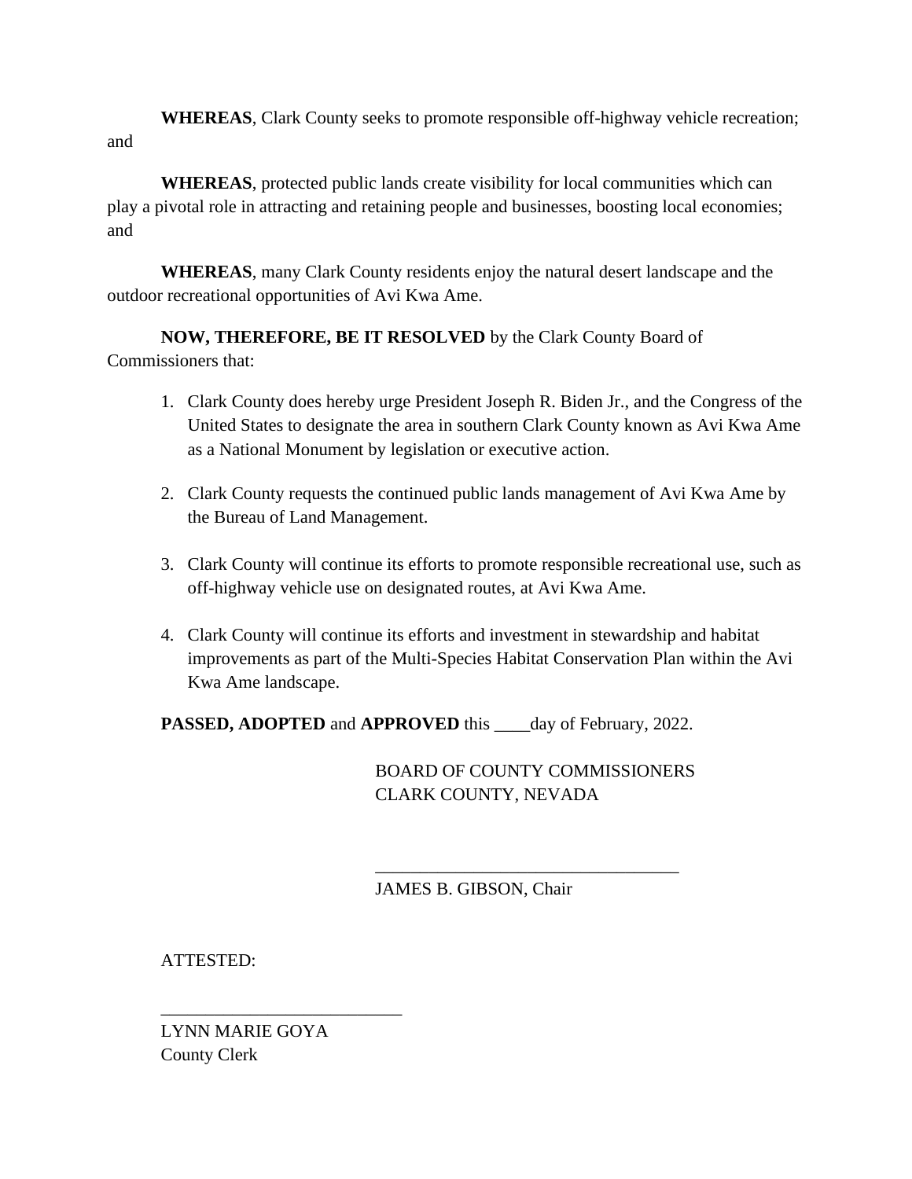**WHEREAS**, Clark County seeks to promote responsible off-highway vehicle recreation; and

**WHEREAS**, protected public lands create visibility for local communities which can play a pivotal role in attracting and retaining people and businesses, boosting local economies; and

**WHEREAS**, many Clark County residents enjoy the natural desert landscape and the outdoor recreational opportunities of Avi Kwa Ame.

**NOW, THEREFORE, BE IT RESOLVED** by the Clark County Board of Commissioners that:

1. Clark County does hereby urge President Joseph R. Biden Jr., and the Congress of the United States to designate the area in southern Clark County known as Avi Kwa Ame as a National Monument by legislation or executive action.

2. Clark County requests the continued public lands management of Avi Kwa Ame by the Bureau of Land Management.

3. Clark County will continue its efforts to promote responsible recreational use, such as off-highway vehicle use on designated routes, at Avi Kwa Ame.

4. Clark County will continue its efforts and investment in stewardship and habitat improvements as part of the Multi-Species Habitat Conservation Plan within the Avi Kwa Ame landscape.

**PASSED, ADOPTED** and **APPROVED** this ____day of February, 2022.

BOARD OF COUNTY COMMISSIONERS
CLARK COUNTY, NEVADA

___________________________________
JAMES B. GIBSON, Chair

ATTESTED:

___________________________
LYNN MARIE GOYA
County Clerk